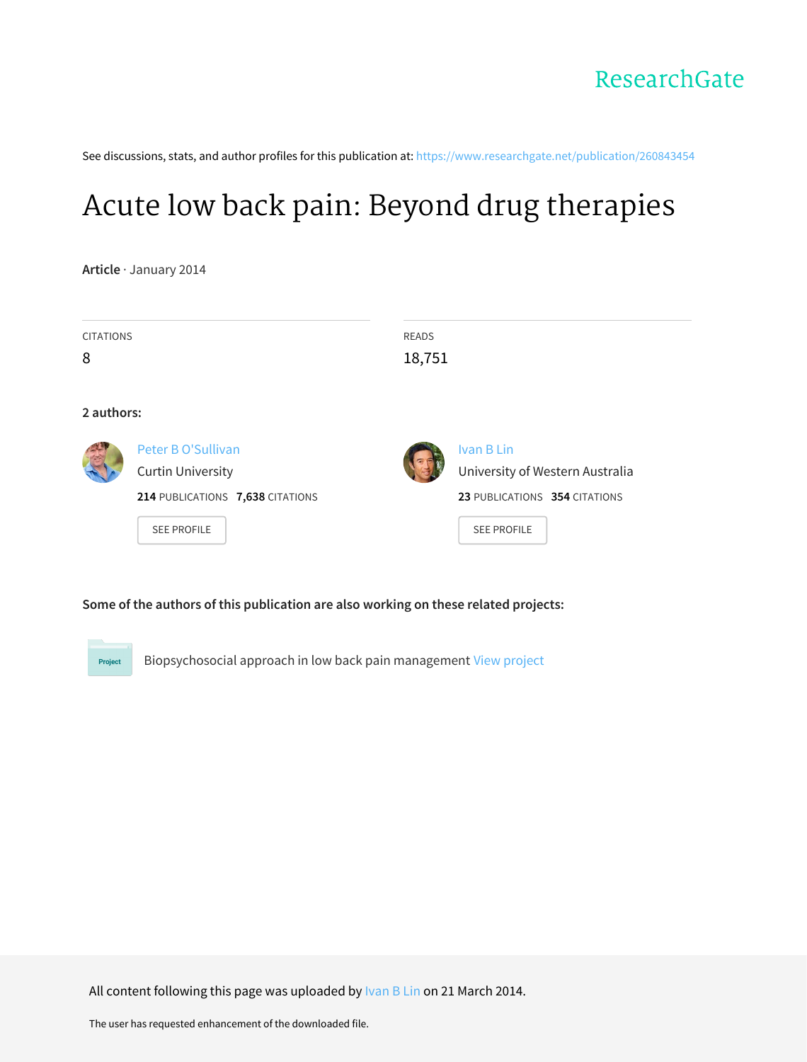ResearchGate

See discussions, stats, and author profiles for this publication at: https://www.researchgate.net/publication/260843454

# Acute low back pain: Beyond drug therapies

**Article** · January 2014

CITATIONS
8

READS
18,751

**2 authors:**

Peter B O'Sullivan
Curtin University
**214** PUBLICATIONS **7,638** CITATIONS
SEE PROFILE

Ivan B Lin
University of Western Australia
**23** PUBLICATIONS **354** CITATIONS
SEE PROFILE

**Some of the authors of this publication are also working on these related projects:**

Project: Biopsychosocial approach in low back pain management View project

All content following this page was uploaded by Ivan B Lin on 21 March 2014.

The user has requested enhancement of the downloaded file.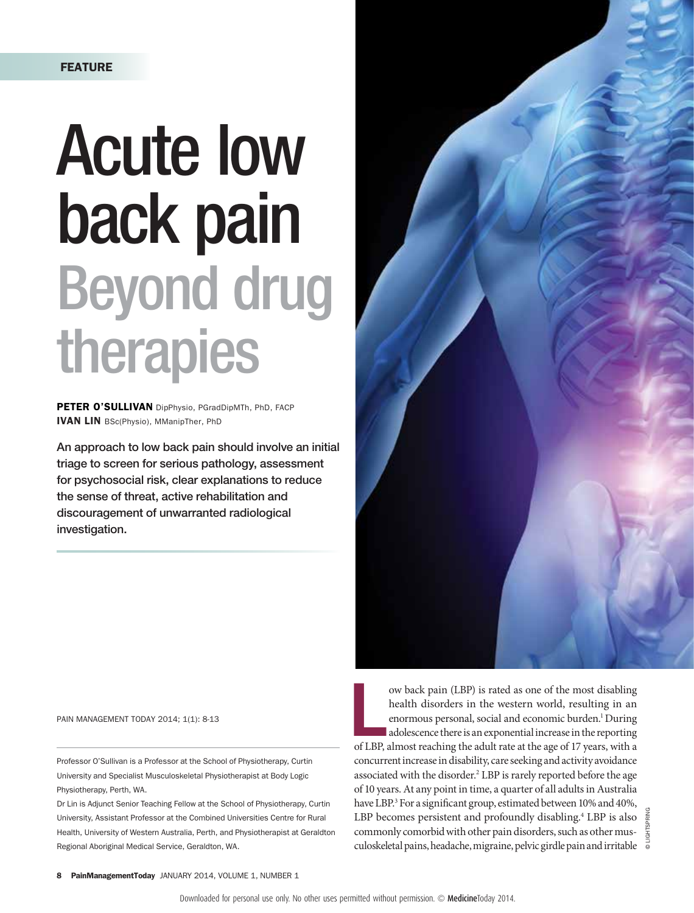FEATURE

# Acute low back pain

## Beyond drug therapies

**PETER O'SULLIVAN** DipPhysio, PGradDipMTh, PhD, FACP
**IVAN LIN** BSc(Physio), MManipTher, PhD

**An approach to low back pain should involve an initial triage to screen for serious pathology, assessment for psychosocial risk, clear explanations to reduce the sense of threat, active rehabilitation and discouragement of unwarranted radiological investigation.**

PAIN MANAGEMENT TODAY 2014; 1(1): 8-13

Professor O'Sullivan is a Professor at the School of Physiotherapy, Curtin University and Specialist Musculoskeletal Physiotherapist at Body Logic Physiotherapy, Perth, WA.

Dr Lin is Adjunct Senior Teaching Fellow at the School of Physiotherapy, Curtin University, Assistant Professor at the Combined Universities Centre for Rural Health, University of Western Australia, Perth, and Physiotherapist at Geraldton Regional Aboriginal Medical Service, Geraldton, WA.

Low back pain (LBP) is rated as one of the most disabling health disorders in the western world, resulting in an enormous personal, social and economic burden.[1] During adolescence there is an exponential increase in the reporting of LBP, almost reaching the adult rate at the age of 17 years, with a concurrent increase in disability, care seeking and activity avoidance associated with the disorder.[2] LBP is rarely reported before the age of 10 years. At any point in time, a quarter of all adults in Australia have LBP.[3] For a significant group, estimated between 10% and 40%, LBP becomes persistent and profoundly disabling.[4] LBP is also commonly comorbid with other pain disorders, such as other musculoskeletal pains, headache, migraine, pelvic girdle pain and irritable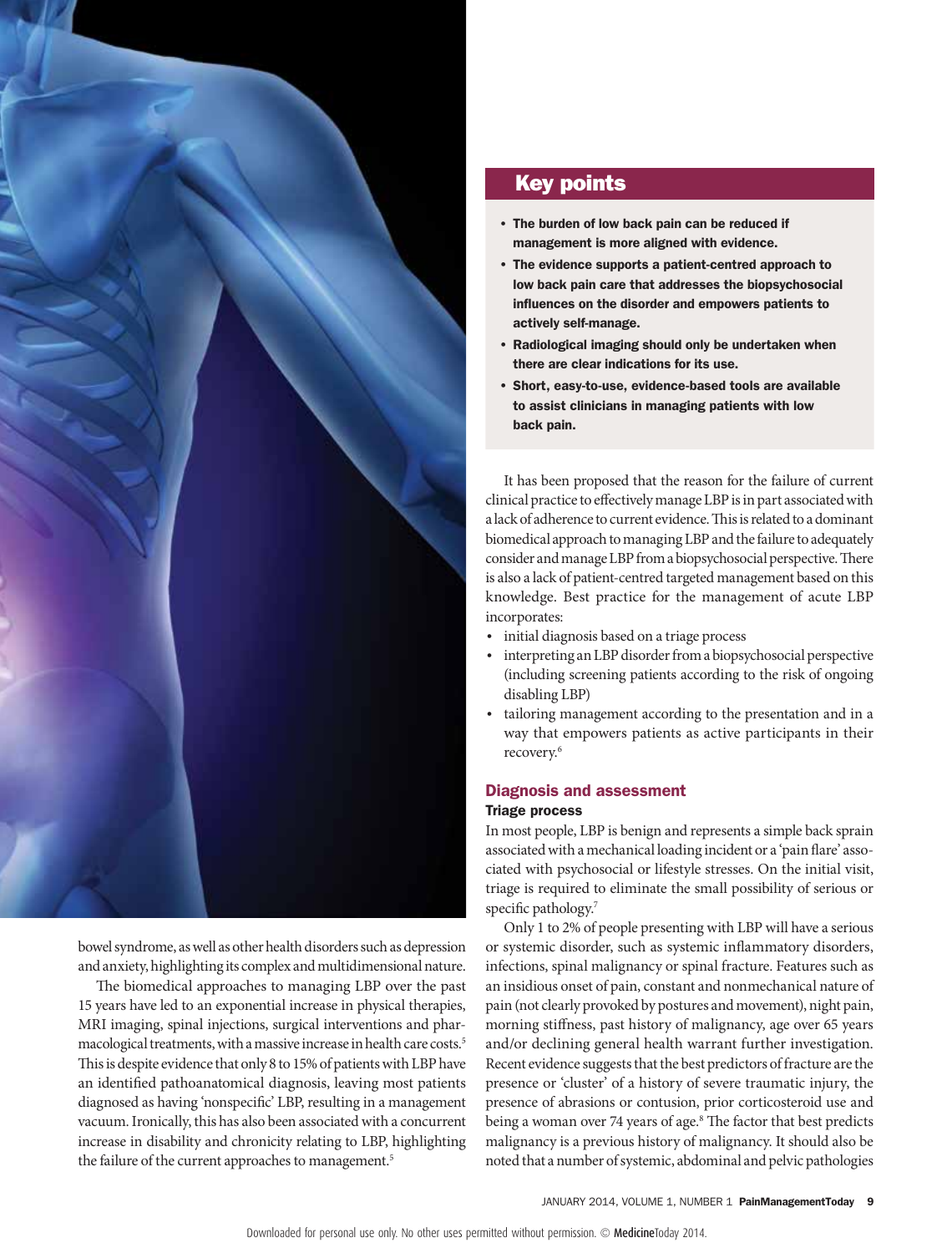bowel syndrome, as well as other health disorders such as depression and anxiety, highlighting its complex and multidimensional nature.

The biomedical approaches to managing LBP over the past 15 years have led to an exponential increase in physical therapies, MRI imaging, spinal injections, surgical interventions and pharmacological treatments, with a massive increase in health care costs.[5] This is despite evidence that only 8 to 15% of patients with LBP have an identified pathoanatomical diagnosis, leaving most patients diagnosed as having 'nonspecific' LBP, resulting in a management vacuum. Ironically, this has also been associated with a concurrent increase in disability and chronicity relating to LBP, highlighting the failure of the current approaches to management.[5]

## Key points

- **The burden of low back pain can be reduced if management is more aligned with evidence.**
- **The evidence supports a patient-centred approach to low back pain care that addresses the biopsychosocial influences on the disorder and empowers patients to actively self-manage.**
- **Radiological imaging should only be undertaken when there are clear indications for its use.**
- **Short, easy-to-use, evidence-based tools are available to assist clinicians in managing patients with low back pain.**

It has been proposed that the reason for the failure of current clinical practice to effectively manage LBP is in part associated with a lack of adherence to current evidence. This is related to a dominant biomedical approach to managing LBP and the failure to adequately consider and manage LBP from a biopsychosocial perspective. There is also a lack of patient-centred targeted management based on this knowledge. Best practice for the management of acute LBP incorporates:

- initial diagnosis based on a triage process
- interpreting an LBP disorder from a biopsychosocial perspective (including screening patients according to the risk of ongoing disabling LBP)
- tailoring management according to the presentation and in a way that empowers patients as active participants in their recovery.[6]

## Diagnosis and assessment

### Triage process

In most people, LBP is benign and represents a simple back sprain associated with a mechanical loading incident or a 'pain flare' associated with psychosocial or lifestyle stresses. On the initial visit, triage is required to eliminate the small possibility of serious or specific pathology.[7]

Only 1 to 2% of people presenting with LBP will have a serious or systemic disorder, such as systemic inflammatory disorders, infections, spinal malignancy or spinal fracture. Features such as an insidious onset of pain, constant and nonmechanical nature of pain (not clearly provoked by postures and movement), night pain, morning stiffness, past history of malignancy, age over 65 years and/or declining general health warrant further investigation. Recent evidence suggests that the best predictors of fracture are the presence or 'cluster' of a history of severe traumatic injury, the presence of abrasions or contusion, prior corticosteroid use and being a woman over 74 years of age.[8] The factor that best predicts malignancy is a previous history of malignancy. It should also be noted that a number of systemic, abdominal and pelvic pathologies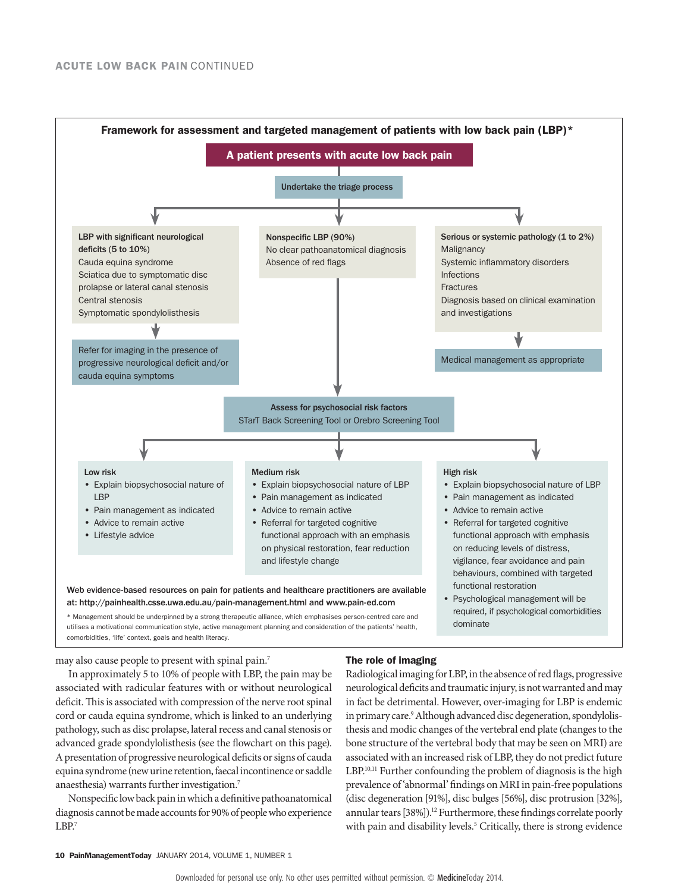### Framework for assessment and targeted management of patients with low back pain (LBP)*

**A patient presents with acute low back pain**

**Undertake the triage process**

**LBP with significant neurological deficits (5 to 10%)**
Cauda equina syndrome
Sciatica due to symptomatic disc prolapse or lateral canal stenosis
Central stenosis
Symptomatic spondylolisthesis

→ Refer for imaging in the presence of progressive neurological deficit and/or cauda equina symptoms

**Nonspecific LBP (90%)**
No clear pathoanatomical diagnosis
Absence of red flags

**Serious or systemic pathology (1 to 2%)**
Malignancy
Systemic inflammatory disorders
Infections
Fractures
Diagnosis based on clinical examination and investigations

→ Medical management as appropriate

**Assess for psychosocial risk factors**
STarT Back Screening Tool or Orebro Screening Tool

**Low risk**
- Explain biopsychosocial nature of LBP
- Pain management as indicated
- Advice to remain active
- Lifestyle advice

**Medium risk**
- Explain biopsychosocial nature of LBP
- Pain management as indicated
- Advice to remain active
- Referral for targeted cognitive functional approach with an emphasis on physical restoration, fear reduction and lifestyle change

**High risk**
- Explain biopsychosocial nature of LBP
- Pain management as indicated
- Advice to remain active
- Referral for targeted cognitive functional approach with emphasis on reducing levels of distress, vigilance, fear avoidance and pain behaviours, combined with targeted functional restoration
- Psychological management will be required, if psychological comorbidities dominate

Web evidence-based resources on pain for patients and healthcare practitioners are available at: http://painhealth.csse.uwa.edu.au/pain-management.html and www.pain-ed.com

* Management should be underpinned by a strong therapeutic alliance, which emphasises person-centred care and utilises a motivational communication style, active management planning and consideration of the patients' health, comorbidities, 'life' context, goals and health literacy.

may also cause people to present with spinal pain.[7]

In approximately 5 to 10% of people with LBP, the pain may be associated with radicular features with or without neurological deficit. This is associated with compression of the nerve root spinal cord or cauda equina syndrome, which is linked to an underlying pathology, such as disc prolapse, lateral recess and canal stenosis or advanced grade spondylolisthesis (see the flowchart on this page). A presentation of progressive neurological deficits or signs of cauda equina syndrome (new urine retention, faecal incontinence or saddle anaesthesia) warrants further investigation.[7]

Nonspecific low back pain in which a definitive pathoanatomical diagnosis cannot be made accounts for 90% of people who experience LBP.[7]

### The role of imaging

Radiological imaging for LBP, in the absence of red flags, progressive neurological deficits and traumatic injury, is not warranted and may in fact be detrimental. However, over-imaging for LBP is endemic in primary care.[9] Although advanced disc degeneration, spondylolisthesis and modic changes of the vertebral end plate (changes to the bone structure of the vertebral body that may be seen on MRI) are associated with an increased risk of LBP, they do not predict future LBP.[10,11] Further confounding the problem of diagnosis is the high prevalence of 'abnormal' findings on MRI in pain-free populations (disc degeneration [91%], disc bulges [56%], disc protrusion [32%], annular tears [38%]).[12] Furthermore, these findings correlate poorly with pain and disability levels.[5] Critically, there is strong evidence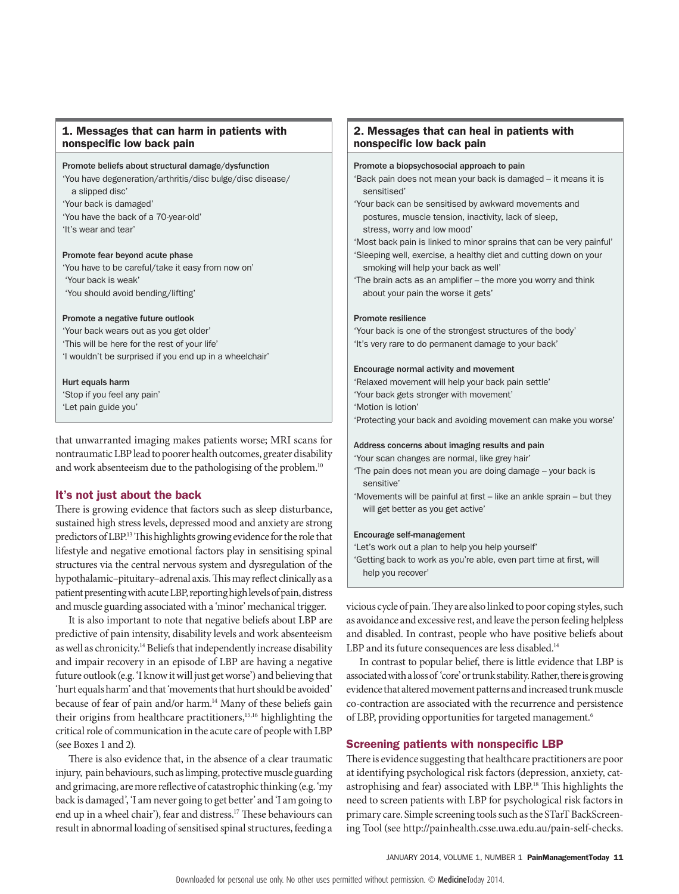### 1. Messages that can harm in patients with nonspecific low back pain

**Promote beliefs about structural damage/dysfunction**

'You have degeneration/arthritis/disc bulge/disc disease/a slipped disc'
'Your back is damaged'
'You have the back of a 70-year-old'
'It's wear and tear'

**Promote fear beyond acute phase**

'You have to be careful/take it easy from now on'
'Your back is weak'
'You should avoid bending/lifting'

**Promote a negative future outlook**

'Your back wears out as you get older'
'This will be here for the rest of your life'
'I wouldn't be surprised if you end up in a wheelchair'

**Hurt equals harm**

'Stop if you feel any pain'
'Let pain guide you'

### 2. Messages that can heal in patients with nonspecific low back pain

**Promote a biopsychosocial approach to pain**

'Back pain does not mean your back is damaged – it means it is sensitised'
'Your back can be sensitised by awkward movements and postures, muscle tension, inactivity, lack of sleep, stress, worry and low mood'
'Most back pain is linked to minor sprains that can be very painful'
'Sleeping well, exercise, a healthy diet and cutting down on your smoking will help your back as well'
'The brain acts as an amplifier – the more you worry and think about your pain the worse it gets'

**Promote resilience**

'Your back is one of the strongest structures of the body'
'It's very rare to do permanent damage to your back'

**Encourage normal activity and movement**

'Relaxed movement will help your back pain settle'
'Your back gets stronger with movement'
'Motion is lotion'
'Protecting your back and avoiding movement can make you worse'

**Address concerns about imaging results and pain**

'Your scan changes are normal, like grey hair'
'The pain does not mean you are doing damage – your back is sensitive'
'Movements will be painful at first – like an ankle sprain – but they will get better as you get active'

**Encourage self-management**

'Let's work out a plan to help you help yourself'
'Getting back to work as you're able, even part time at first, will help you recover'

that unwarranted imaging makes patients worse; MRI scans for nontraumatic LBP lead to poorer health outcomes, greater disability and work absenteeism due to the pathologising of the problem.[10]

## It's not just about the back

There is growing evidence that factors such as sleep disturbance, sustained high stress levels, depressed mood and anxiety are strong predictors of LBP.[13] This highlights growing evidence for the role that lifestyle and negative emotional factors play in sensitising spinal structures via the central nervous system and dysregulation of the hypothalamic–pituitary–adrenal axis. This may reflect clinically as a patient presenting with acute LBP, reporting high levels of pain, distress and muscle guarding associated with a 'minor' mechanical trigger.

It is also important to note that negative beliefs about LBP are predictive of pain intensity, disability levels and work absenteeism as well as chronicity.[14] Beliefs that independently increase disability and impair recovery in an episode of LBP are having a negative future outlook (e.g. 'I know it will just get worse') and believing that 'hurt equals harm' and that 'movements that hurt should be avoided' because of fear of pain and/or harm.[14] Many of these beliefs gain their origins from healthcare practitioners,[15,16] highlighting the critical role of communication in the acute care of people with LBP (see Boxes 1 and 2).

There is also evidence that, in the absence of a clear traumatic injury, pain behaviours, such as limping, protective muscle guarding and grimacing, are more reflective of catastrophic thinking (e.g. 'my back is damaged', 'I am never going to get better' and 'I am going to end up in a wheel chair'), fear and distress.[17] These behaviours can result in abnormal loading of sensitised spinal structures, feeding a vicious cycle of pain. They are also linked to poor coping styles, such as avoidance and excessive rest, and leave the person feeling helpless and disabled. In contrast, people who have positive beliefs about LBP and its future consequences are less disabled.[14]

In contrast to popular belief, there is little evidence that LBP is associated with a loss of 'core' or trunk stability. Rather, there is growing evidence that altered movement patterns and increased trunk muscle co-contraction are associated with the recurrence and persistence of LBP, providing opportunities for targeted management.[6]

## Screening patients with nonspecific LBP

There is evidence suggesting that healthcare practitioners are poor at identifying psychological risk factors (depression, anxiety, catastrophising and fear) associated with LBP.[18] This highlights the need to screen patients with LBP for psychological risk factors in primary care. Simple screening tools such as the STarT BackScreening Tool (see http://painhealth.csse.uwa.edu.au/pain-self-checks.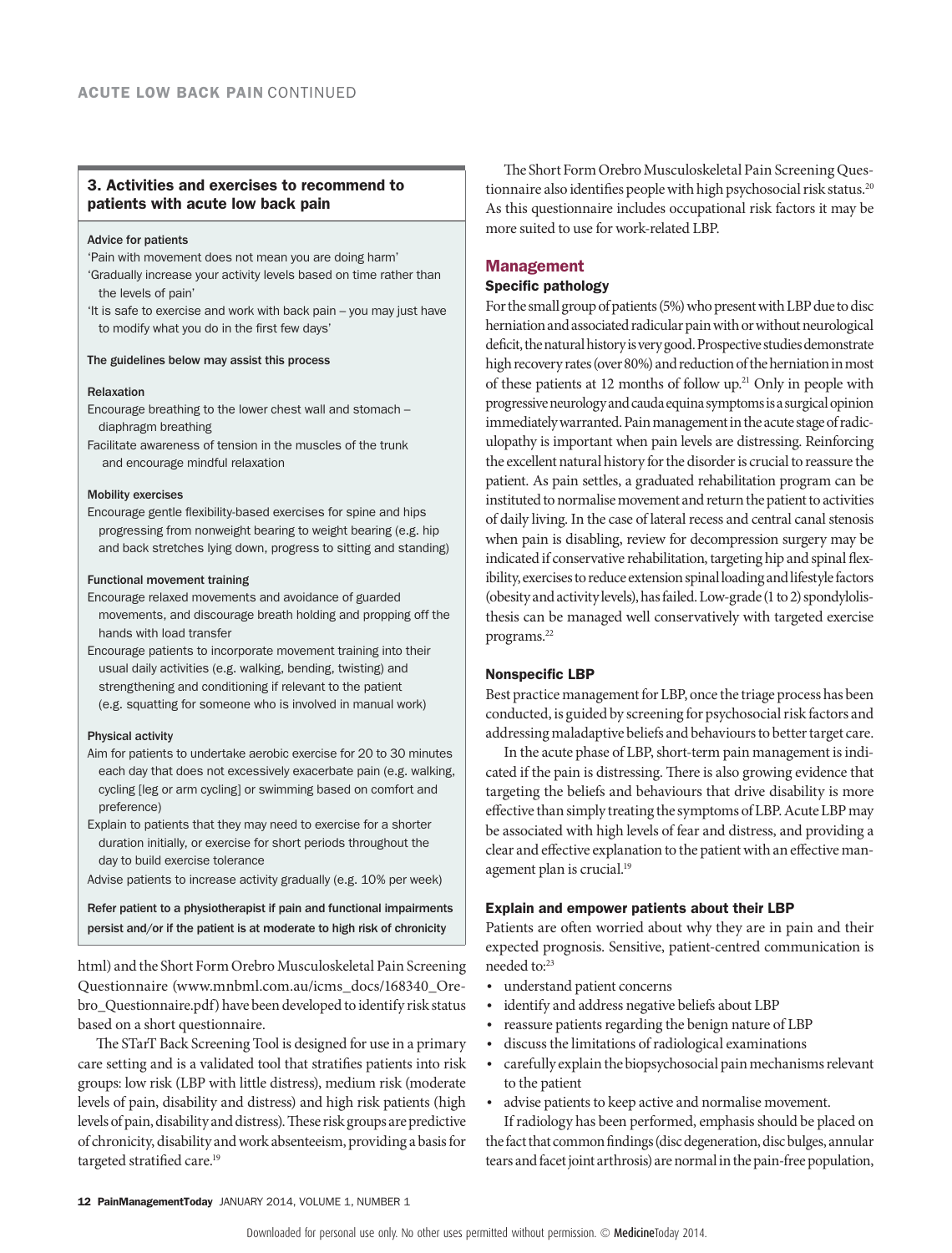### 3. Activities and exercises to recommend to patients with acute low back pain

**Advice for patients**

'Pain with movement does not mean you are doing harm'

'Gradually increase your activity levels based on time rather than the levels of pain'

'It is safe to exercise and work with back pain – you may just have to modify what you do in the first few days'

**The guidelines below may assist this process**

**Relaxation**

Encourage breathing to the lower chest wall and stomach – diaphragm breathing

Facilitate awareness of tension in the muscles of the trunk and encourage mindful relaxation

**Mobility exercises**

Encourage gentle flexibility-based exercises for spine and hips progressing from nonweight bearing to weight bearing (e.g. hip and back stretches lying down, progress to sitting and standing)

**Functional movement training**

Encourage relaxed movements and avoidance of guarded movements, and discourage breath holding and propping off the hands with load transfer

Encourage patients to incorporate movement training into their usual daily activities (e.g. walking, bending, twisting) and strengthening and conditioning if relevant to the patient (e.g. squatting for someone who is involved in manual work)

**Physical activity**

Aim for patients to undertake aerobic exercise for 20 to 30 minutes each day that does not excessively exacerbate pain (e.g. walking, cycling [leg or arm cycling] or swimming based on comfort and preference)

Explain to patients that they may need to exercise for a shorter duration initially, or exercise for short periods throughout the day to build exercise tolerance

Advise patients to increase activity gradually (e.g. 10% per week)

**Refer patient to a physiotherapist if pain and functional impairments persist and/or if the patient is at moderate to high risk of chronicity**

html) and the Short Form Orebro Musculoskeletal Pain Screening Questionnaire (www.mnbml.com.au/icms_docs/168340_Orebro_Questionnaire.pdf) have been developed to identify risk status based on a short questionnaire.

The STarT Back Screening Tool is designed for use in a primary care setting and is a validated tool that stratifies patients into risk groups: low risk (LBP with little distress), medium risk (moderate levels of pain, disability and distress) and high risk patients (high levels of pain, disability and distress). These risk groups are predictive of chronicity, disability and work absenteeism, providing a basis for targeted stratified care.[19]

The Short Form Orebro Musculoskeletal Pain Screening Questionnaire also identifies people with high psychosocial risk status.[20] As this questionnaire includes occupational risk factors it may be more suited to use for work-related LBP.

## Management

### Specific pathology

For the small group of patients (5%) who present with LBP due to disc herniation and associated radicular pain with or without neurological deficit, the natural history is very good. Prospective studies demonstrate high recovery rates (over 80%) and reduction of the herniation in most of these patients at 12 months of follow up.[21] Only in people with progressive neurology and cauda equina symptoms is a surgical opinion immediately warranted. Pain management in the acute stage of radiculopathy is important when pain levels are distressing. Reinforcing the excellent natural history for the disorder is crucial to reassure the patient. As pain settles, a graduated rehabilitation program can be instituted to normalise movement and return the patient to activities of daily living. In the case of lateral recess and central canal stenosis when pain is disabling, review for decompression surgery may be indicated if conservative rehabilitation, targeting hip and spinal flexibility, exercises to reduce extension spinal loading and lifestyle factors (obesity and activity levels), has failed. Low-grade (1 to 2) spondylolisthesis can be managed well conservatively with targeted exercise programs.[22]

### Nonspecific LBP

Best practice management for LBP, once the triage process has been conducted, is guided by screening for psychosocial risk factors and addressing maladaptive beliefs and behaviours to better target care.

In the acute phase of LBP, short-term pain management is indicated if the pain is distressing. There is also growing evidence that targeting the beliefs and behaviours that drive disability is more effective than simply treating the symptoms of LBP. Acute LBP may be associated with high levels of fear and distress, and providing a clear and effective explanation to the patient with an effective management plan is crucial.[19]

### Explain and empower patients about their LBP

Patients are often worried about why they are in pain and their expected prognosis. Sensitive, patient-centred communication is needed to:[23]

- understand patient concerns
- identify and address negative beliefs about LBP
- reassure patients regarding the benign nature of LBP
- discuss the limitations of radiological examinations
- carefully explain the biopsychosocial pain mechanisms relevant to the patient
- advise patients to keep active and normalise movement.

If radiology has been performed, emphasis should be placed on the fact that common findings (disc degeneration, disc bulges, annular tears and facet joint arthrosis) are normal in the pain-free population,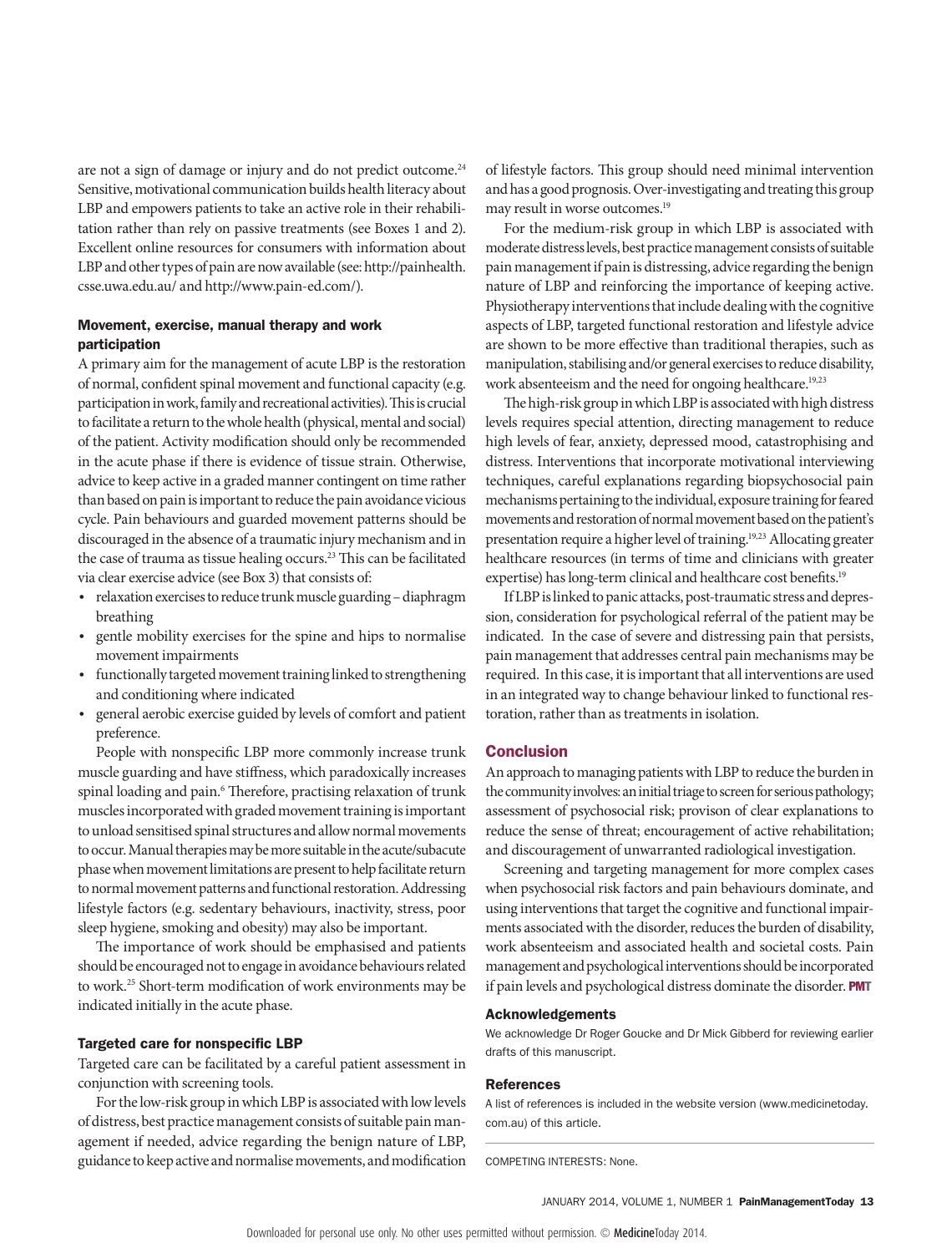are not a sign of damage or injury and do not predict outcome.[24] Sensitive, motivational communication builds health literacy about LBP and empowers patients to take an active role in their rehabilitation rather than rely on passive treatments (see Boxes 1 and 2). Excellent online resources for consumers with information about LBP and other types of pain are now available (see: http://painhealth.csse.uwa.edu.au/ and http://www.pain-ed.com/).

### Movement, exercise, manual therapy and work participation

A primary aim for the management of acute LBP is the restoration of normal, confident spinal movement and functional capacity (e.g. participation in work, family and recreational activities). This is crucial to facilitate a return to the whole health (physical, mental and social) of the patient. Activity modification should only be recommended in the acute phase if there is evidence of tissue strain. Otherwise, advice to keep active in a graded manner contingent on time rather than based on pain is important to reduce the pain avoidance vicious cycle. Pain behaviours and guarded movement patterns should be discouraged in the absence of a traumatic injury mechanism and in the case of trauma as tissue healing occurs.[23] This can be facilitated via clear exercise advice (see Box 3) that consists of:

- relaxation exercises to reduce trunk muscle guarding – diaphragm breathing
- gentle mobility exercises for the spine and hips to normalise movement impairments
- functionally targeted movement training linked to strengthening and conditioning where indicated
- general aerobic exercise guided by levels of comfort and patient preference.

People with nonspecific LBP more commonly increase trunk muscle guarding and have stiffness, which paradoxically increases spinal loading and pain.[6] Therefore, practising relaxation of trunk muscles incorporated with graded movement training is important to unload sensitised spinal structures and allow normal movements to occur. Manual therapies may be more suitable in the acute/subacute phase when movement limitations are present to help facilitate return to normal movement patterns and functional restoration. Addressing lifestyle factors (e.g. sedentary behaviours, inactivity, stress, poor sleep hygiene, smoking and obesity) may also be important.

The importance of work should be emphasised and patients should be encouraged not to engage in avoidance behaviours related to work.[25] Short-term modification of work environments may be indicated initially in the acute phase.

### Targeted care for nonspecific LBP

Targeted care can be facilitated by a careful patient assessment in conjunction with screening tools.

For the low-risk group in which LBP is associated with low levels of distress, best practice management consists of suitable pain management if needed, advice regarding the benign nature of LBP, guidance to keep active and normalise movements, and modification of lifestyle factors. This group should need minimal intervention and has a good prognosis. Over-investigating and treating this group may result in worse outcomes.[19]

For the medium-risk group in which LBP is associated with moderate distress levels, best practice management consists of suitable pain management if pain is distressing, advice regarding the benign nature of LBP and reinforcing the importance of keeping active. Physiotherapy interventions that include dealing with the cognitive aspects of LBP, targeted functional restoration and lifestyle advice are shown to be more effective than traditional therapies, such as manipulation, stabilising and/or general exercises to reduce disability, work absenteeism and the need for ongoing healthcare.[19,23]

The high-risk group in which LBP is associated with high distress levels requires special attention, directing management to reduce high levels of fear, anxiety, depressed mood, catastrophising and distress. Interventions that incorporate motivational interviewing techniques, careful explanations regarding biopsychosocial pain mechanisms pertaining to the individual, exposure training for feared movements and restoration of normal movement based on the patient's presentation require a higher level of training.[19,23] Allocating greater healthcare resources (in terms of time and clinicians with greater expertise) has long-term clinical and healthcare cost benefits.[19]

If LBP is linked to panic attacks, post-traumatic stress and depression, consideration for psychological referral of the patient may be indicated. In the case of severe and distressing pain that persists, pain management that addresses central pain mechanisms may be required. In this case, it is important that all interventions are used in an integrated way to change behaviour linked to functional restoration, rather than as treatments in isolation.

## Conclusion

An approach to managing patients with LBP to reduce the burden in the community involves: an initial triage to screen for serious pathology; assessment of psychosocial risk; provison of clear explanations to reduce the sense of threat; encouragement of active rehabilitation; and discouragement of unwarranted radiological investigation.

Screening and targeting management for more complex cases when psychosocial risk factors and pain behaviours dominate, and using interventions that target the cognitive and functional impairments associated with the disorder, reduces the burden of disability, work absenteeism and associated health and societal costs. Pain management and psychological interventions should be incorporated if pain levels and psychological distress dominate the disorder. PMT

### Acknowledgements

We acknowledge Dr Roger Goucke and Dr Mick Gibberd for reviewing earlier drafts of this manuscript.

### References

A list of references is included in the website version (www.medicinetoday.com.au) of this article.

COMPETING INTERESTS: None.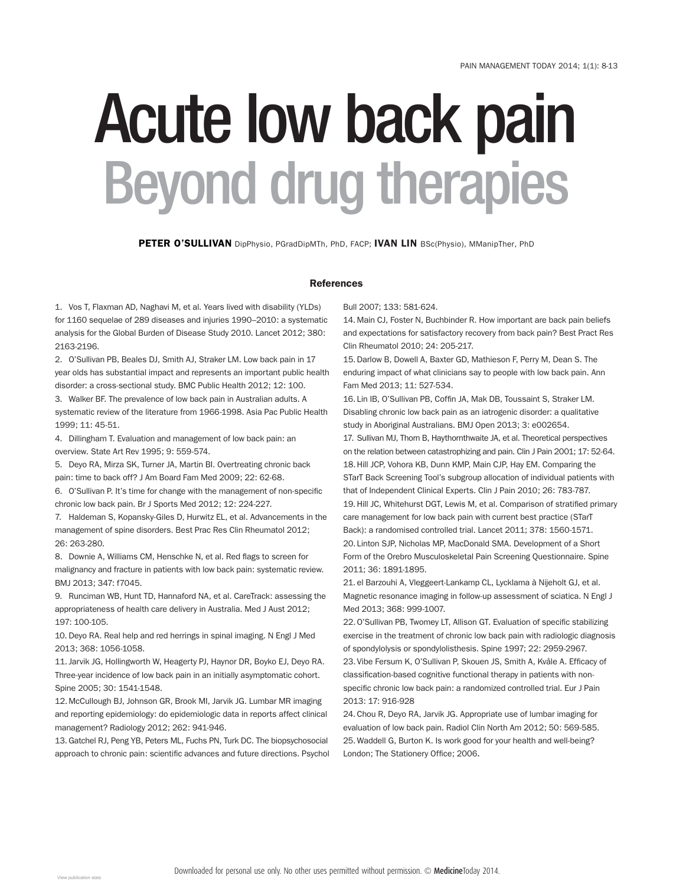# Acute low back pain

## Beyond drug therapies

**PETER O'SULLIVAN** DipPhysio, PGradDipMTh, PhD, FACP; **IVAN LIN** BSc(Physio), MManipTher, PhD

### References

1. Vos T, Flaxman AD, Naghavi M, et al. Years lived with disability (YLDs) for 1160 sequelae of 289 diseases and injuries 1990–2010: a systematic analysis for the Global Burden of Disease Study 2010. Lancet 2012; 380: 2163-2196.
2. O'Sullivan PB, Beales DJ, Smith AJ, Straker LM. Low back pain in 17 year olds has substantial impact and represents an important public health disorder: a cross-sectional study. BMC Public Health 2012; 12: 100.
3. Walker BF. The prevalence of low back pain in Australian adults. A systematic review of the literature from 1966-1998. Asia Pac Public Health 1999; 11: 45-51.
4. Dillingham T. Evaluation and management of low back pain: an overview. State Art Rev 1995; 9: 559-574.
5. Deyo RA, Mirza SK, Turner JA, Martin BI. Overtreating chronic back pain: time to back off? J Am Board Fam Med 2009; 22: 62-68.
6. O'Sullivan P. It's time for change with the management of non-specific chronic low back pain. Br J Sports Med 2012; 12: 224-227.
7. Haldeman S, Kopansky-Giles D, Hurwitz EL, et al. Advancements in the management of spine disorders. Best Prac Res Clin Rheumatol 2012; 26: 263-280.
8. Downie A, Williams CM, Henschke N, et al. Red flags to screen for malignancy and fracture in patients with low back pain: systematic review. BMJ 2013; 347: f7045.
9. Runciman WB, Hunt TD, Hannaford NA, et al. CareTrack: assessing the appropriateness of health care delivery in Australia. Med J Aust 2012; 197: 100-105.
10. Deyo RA. Real help and red herrings in spinal imaging. N Engl J Med 2013; 368: 1056-1058.
11. Jarvik JG, Hollingworth W, Heagerty PJ, Haynor DR, Boyko EJ, Deyo RA. Three-year incidence of low back pain in an initially asymptomatic cohort. Spine 2005; 30: 1541-1548.
12. McCullough BJ, Johnson GR, Brook MI, Jarvik JG. Lumbar MR imaging and reporting epidemiology: do epidemiologic data in reports affect clinical management? Radiology 2012; 262: 941-946.
13. Gatchel RJ, Peng YB, Peters ML, Fuchs PN, Turk DC. The biopsychosocial approach to chronic pain: scientific advances and future directions. Psychol Bull 2007; 133: 581-624.
14. Main CJ, Foster N, Buchbinder R. How important are back pain beliefs and expectations for satisfactory recovery from back pain? Best Pract Res Clin Rheumatol 2010; 24: 205-217.
15. Darlow B, Dowell A, Baxter GD, Mathieson F, Perry M, Dean S. The enduring impact of what clinicians say to people with low back pain. Ann Fam Med 2013; 11: 527-534.
16. Lin IB, O'Sullivan PB, Coffin JA, Mak DB, Toussaint S, Straker LM. Disabling chronic low back pain as an iatrogenic disorder: a qualitative study in Aboriginal Australians. BMJ Open 2013; 3: e002654.
17. Sullivan MJ, Thorn B, Haythornthwaite JA, et al. Theoretical perspectives on the relation between catastrophizing and pain. Clin J Pain 2001; 17: 52-64.
18. Hill JCP, Vohora KB, Dunn KMP, Main CJP, Hay EM. Comparing the STarT Back Screening Tool's subgroup allocation of individual patients with that of Independent Clinical Experts. Clin J Pain 2010; 26: 783-787.
19. Hill JC, Whitehurst DGT, Lewis M, et al. Comparison of stratified primary care management for low back pain with current best practice (STarT Back): a randomised controlled trial. Lancet 2011; 378: 1560-1571.
20. Linton SJP, Nicholas MP, MacDonald SMA. Development of a Short Form of the Orebro Musculoskeletal Pain Screening Questionnaire. Spine 2011; 36: 1891-1895.
21. el Barzouhi A, Vleggeert-Lankamp CL, Lycklama à Nijeholt GJ, et al. Magnetic resonance imaging in follow-up assessment of sciatica. N Engl J Med 2013; 368: 999-1007.
22. O'Sullivan PB, Twomey LT, Allison GT. Evaluation of specific stabilizing exercise in the treatment of chronic low back pain with radiologic diagnosis of spondylolysis or spondylolisthesis. Spine 1997; 22: 2959-2967.
23. Vibe Fersum K, O'Sullivan P, Skouen JS, Smith A, Kvåle A. Efficacy of classification-based cognitive functional therapy in patients with non-specific chronic low back pain: a randomized controlled trial. Eur J Pain 2013: 17: 916-928
24. Chou R, Deyo RA, Jarvik JG. Appropriate use of lumbar imaging for evaluation of low back pain. Radiol Clin North Am 2012; 50: 569-585.
25. Waddell G, Burton K. Is work good for your health and well-being? London; The Stationery Office; 2006.